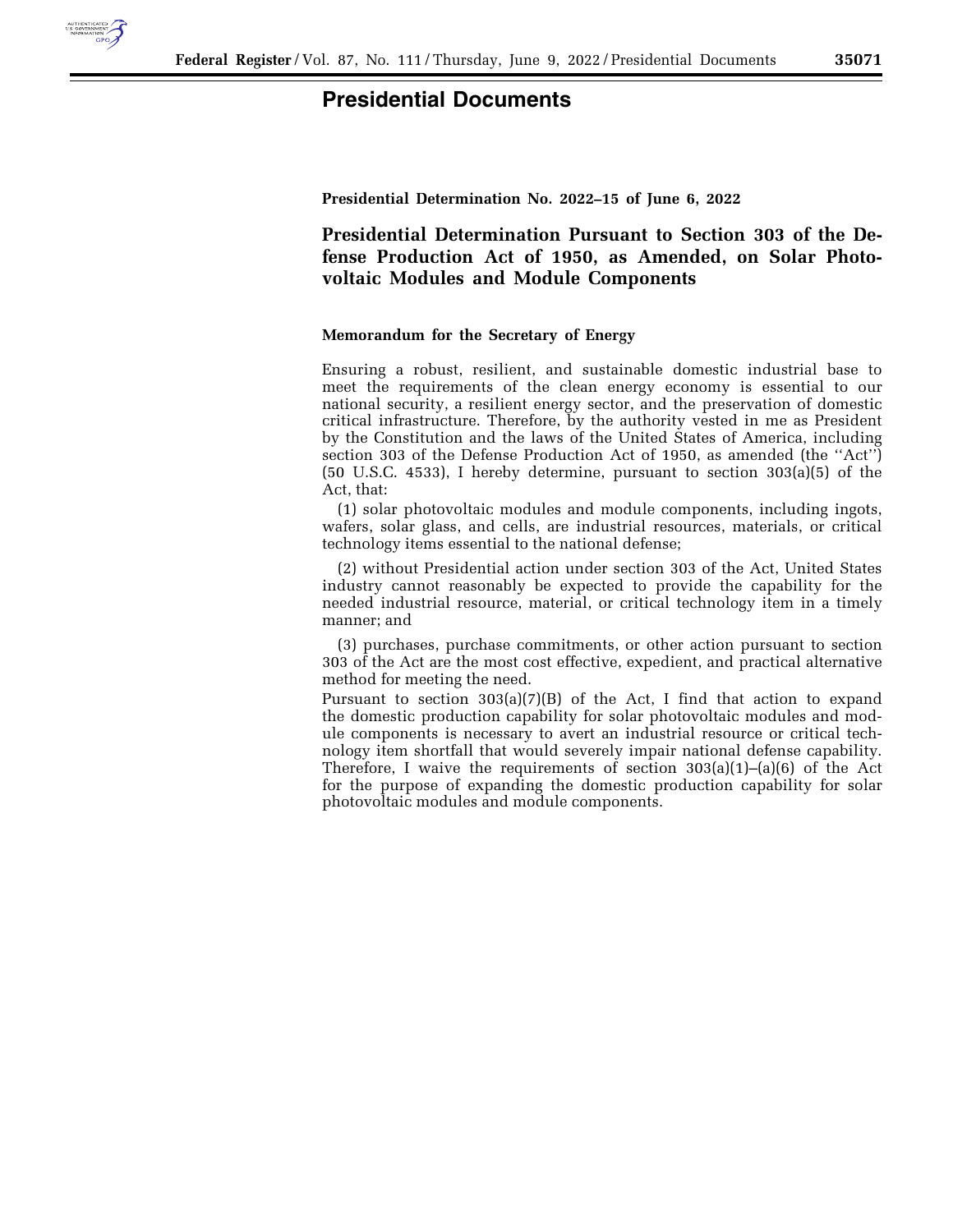# Presidential Documents

**Presidential Determination No. 2022–15 of June 6, 2022**

## Presidential Determination Pursuant to Section 303 of the Defense Production Act of 1950, as Amended, on Solar Photovoltaic Modules and Module Components

**Memorandum for the Secretary of Energy**

Ensuring a robust, resilient, and sustainable domestic industrial base to meet the requirements of the clean energy economy is essential to our national security, a resilient energy sector, and the preservation of domestic critical infrastructure. Therefore, by the authority vested in me as President by the Constitution and the laws of the United States of America, including section 303 of the Defense Production Act of 1950, as amended (the ''Act'') (50 U.S.C. 4533), I hereby determine, pursuant to section 303(a)(5) of the Act, that:

(1) solar photovoltaic modules and module components, including ingots, wafers, solar glass, and cells, are industrial resources, materials, or critical technology items essential to the national defense;

(2) without Presidential action under section 303 of the Act, United States industry cannot reasonably be expected to provide the capability for the needed industrial resource, material, or critical technology item in a timely manner; and

(3) purchases, purchase commitments, or other action pursuant to section 303 of the Act are the most cost effective, expedient, and practical alternative method for meeting the need.

Pursuant to section 303(a)(7)(B) of the Act, I find that action to expand the domestic production capability for solar photovoltaic modules and module components is necessary to avert an industrial resource or critical technology item shortfall that would severely impair national defense capability. Therefore, I waive the requirements of section 303(a)(1)–(a)(6) of the Act for the purpose of expanding the domestic production capability for solar photovoltaic modules and module components.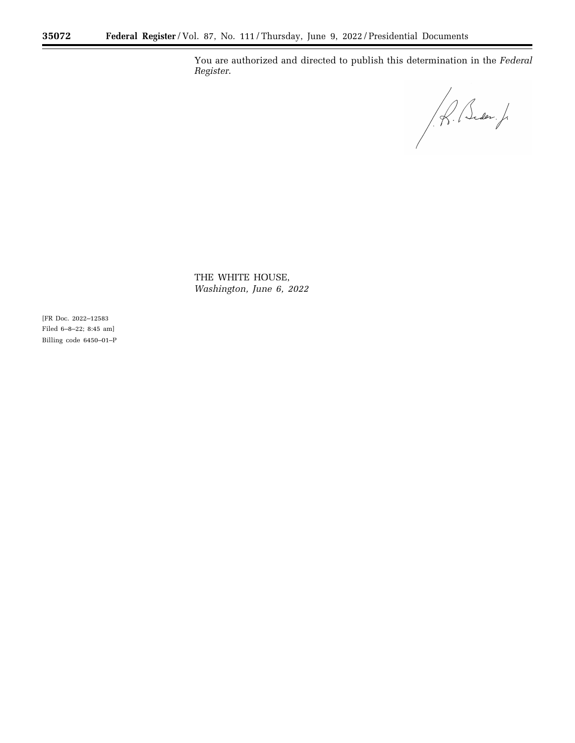You are authorized and directed to publish this determination in the *Federal Register*.

THE WHITE HOUSE,
*Washington, June 6, 2022*

[FR Doc. 2022–12583
Filed 6–8–22; 8:45 am]
Billing code 6450–01–P